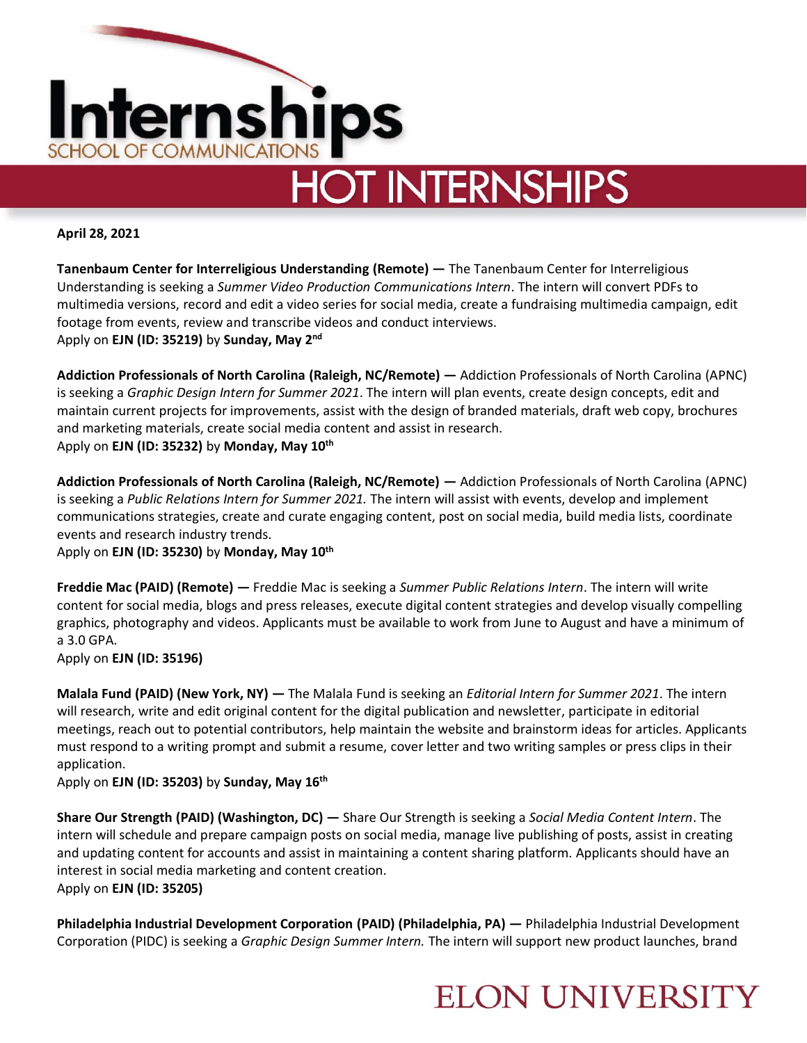# Internships

SCHOOL OF COMMUNICATIONS

## HOT INTERNSHIPS

**April 28, 2021**

**Tanenbaum Center for Interreligious Understanding (Remote) —** The Tanenbaum Center for Interreligious Understanding is seeking a *Summer Video Production Communications Intern*. The intern will convert PDFs to multimedia versions, record and edit a video series for social media, create a fundraising multimedia campaign, edit footage from events, review and transcribe videos and conduct interviews.
Apply on **EJN (ID: 35219)** by **Sunday, May 2nd**

**Addiction Professionals of North Carolina (Raleigh, NC/Remote) —** Addiction Professionals of North Carolina (APNC) is seeking a *Graphic Design Intern for Summer 2021*. The intern will plan events, create design concepts, edit and maintain current projects for improvements, assist with the design of branded materials, draft web copy, brochures and marketing materials, create social media content and assist in research.
Apply on **EJN (ID: 35232)** by **Monday, May 10th**

**Addiction Professionals of North Carolina (Raleigh, NC/Remote) —** Addiction Professionals of North Carolina (APNC) is seeking a *Public Relations Intern for Summer 2021.* The intern will assist with events, develop and implement communications strategies, create and curate engaging content, post on social media, build media lists, coordinate events and research industry trends.
Apply on **EJN (ID: 35230)** by **Monday, May 10th**

**Freddie Mac (PAID) (Remote) —** Freddie Mac is seeking a *Summer Public Relations Intern*. The intern will write content for social media, blogs and press releases, execute digital content strategies and develop visually compelling graphics, photography and videos. Applicants must be available to work from June to August and have a minimum of a 3.0 GPA.
Apply on **EJN (ID: 35196)**

**Malala Fund (PAID) (New York, NY) —** The Malala Fund is seeking an *Editorial Intern for Summer 2021*. The intern will research, write and edit original content for the digital publication and newsletter, participate in editorial meetings, reach out to potential contributors, help maintain the website and brainstorm ideas for articles. Applicants must respond to a writing prompt and submit a resume, cover letter and two writing samples or press clips in their application.
Apply on **EJN (ID: 35203)** by **Sunday, May 16th**

**Share Our Strength (PAID) (Washington, DC) —** Share Our Strength is seeking a *Social Media Content Intern*. The intern will schedule and prepare campaign posts on social media, manage live publishing of posts, assist in creating and updating content for accounts and assist in maintaining a content sharing platform. Applicants should have an interest in social media marketing and content creation.
Apply on **EJN (ID: 35205)**

**Philadelphia Industrial Development Corporation (PAID) (Philadelphia, PA) —** Philadelphia Industrial Development Corporation (PIDC) is seeking a *Graphic Design Summer Intern.* The intern will support new product launches, brand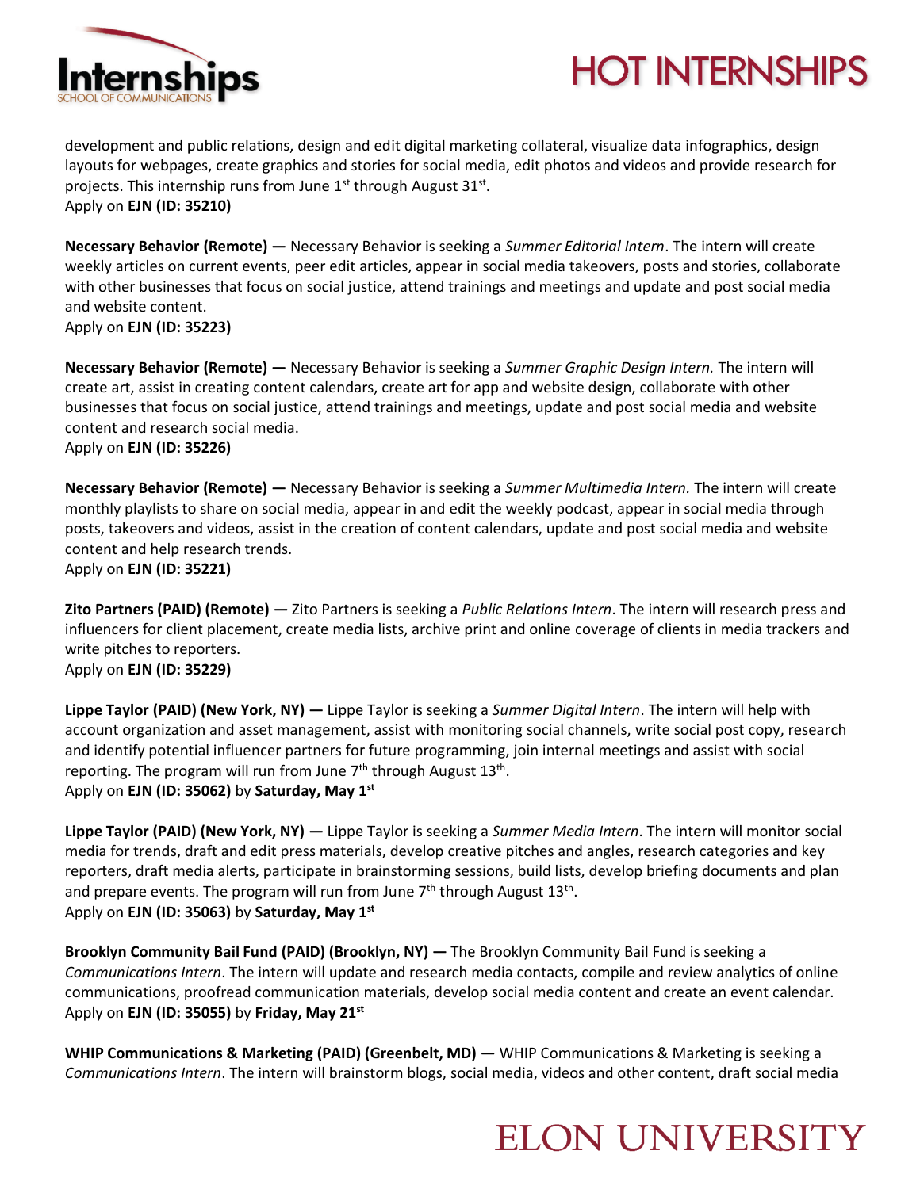development and public relations, design and edit digital marketing collateral, visualize data infographics, design layouts for webpages, create graphics and stories for social media, edit photos and videos and provide research for projects. This internship runs from June 1st through August 31st.
Apply on **EJN (ID: 35210)**

**Necessary Behavior (Remote) —** Necessary Behavior is seeking a *Summer Editorial Intern*. The intern will create weekly articles on current events, peer edit articles, appear in social media takeovers, posts and stories, collaborate with other businesses that focus on social justice, attend trainings and meetings and update and post social media and website content.
Apply on **EJN (ID: 35223)**

**Necessary Behavior (Remote) —** Necessary Behavior is seeking a *Summer Graphic Design Intern.* The intern will create art, assist in creating content calendars, create art for app and website design, collaborate with other businesses that focus on social justice, attend trainings and meetings, update and post social media and website content and research social media.
Apply on **EJN (ID: 35226)**

**Necessary Behavior (Remote) —** Necessary Behavior is seeking a *Summer Multimedia Intern.* The intern will create monthly playlists to share on social media, appear in and edit the weekly podcast, appear in social media through posts, takeovers and videos, assist in the creation of content calendars, update and post social media and website content and help research trends.
Apply on **EJN (ID: 35221)**

**Zito Partners (PAID) (Remote) —** Zito Partners is seeking a *Public Relations Intern*. The intern will research press and influencers for client placement, create media lists, archive print and online coverage of clients in media trackers and write pitches to reporters.
Apply on **EJN (ID: 35229)**

**Lippe Taylor (PAID) (New York, NY) —** Lippe Taylor is seeking a *Summer Digital Intern*. The intern will help with account organization and asset management, assist with monitoring social channels, write social post copy, research and identify potential influencer partners for future programming, join internal meetings and assist with social reporting. The program will run from June 7th through August 13th.
Apply on **EJN (ID: 35062)** by **Saturday, May 1st**

**Lippe Taylor (PAID) (New York, NY) —** Lippe Taylor is seeking a *Summer Media Intern*. The intern will monitor social media for trends, draft and edit press materials, develop creative pitches and angles, research categories and key reporters, draft media alerts, participate in brainstorming sessions, build lists, develop briefing documents and plan and prepare events. The program will run from June 7th through August 13th.
Apply on **EJN (ID: 35063)** by **Saturday, May 1st**

**Brooklyn Community Bail Fund (PAID) (Brooklyn, NY) —** The Brooklyn Community Bail Fund is seeking a *Communications Intern*. The intern will update and research media contacts, compile and review analytics of online communications, proofread communication materials, develop social media content and create an event calendar.
Apply on **EJN (ID: 35055)** by **Friday, May 21st**

**WHIP Communications & Marketing (PAID) (Greenbelt, MD) —** WHIP Communications & Marketing is seeking a *Communications Intern*. The intern will brainstorm blogs, social media, videos and other content, draft social media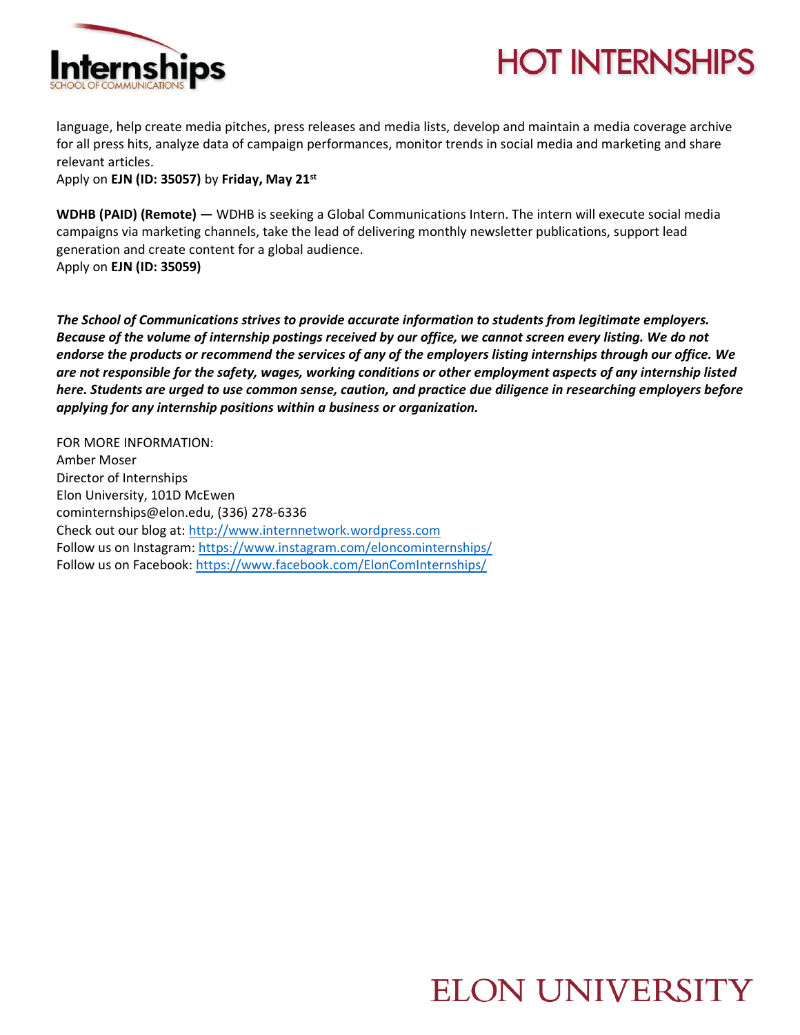language, help create media pitches, press releases and media lists, develop and maintain a media coverage archive for all press hits, analyze data of campaign performances, monitor trends in social media and marketing and share relevant articles.
Apply on **EJN (ID: 35057)** by **Friday, May 21st**

**WDHB (PAID) (Remote) —** WDHB is seeking a Global Communications Intern. The intern will execute social media campaigns via marketing channels, take the lead of delivering monthly newsletter publications, support lead generation and create content for a global audience.
Apply on **EJN (ID: 35059)**

***The School of Communications strives to provide accurate information to students from legitimate employers. Because of the volume of internship postings received by our office, we cannot screen every listing. We do not endorse the products or recommend the services of any of the employers listing internships through our office. We are not responsible for the safety, wages, working conditions or other employment aspects of any internship listed here. Students are urged to use common sense, caution, and practice due diligence in researching employers before applying for any internship positions within a business or organization.***

FOR MORE INFORMATION:
Amber Moser
Director of Internships
Elon University, 101D McEwen
cominternships@elon.edu, (336) 278-6336
Check out our blog at: http://www.internnetwork.wordpress.com
Follow us on Instagram: https://www.instagram.com/eloncominternships/
Follow us on Facebook: https://www.facebook.com/ElonComInternships/